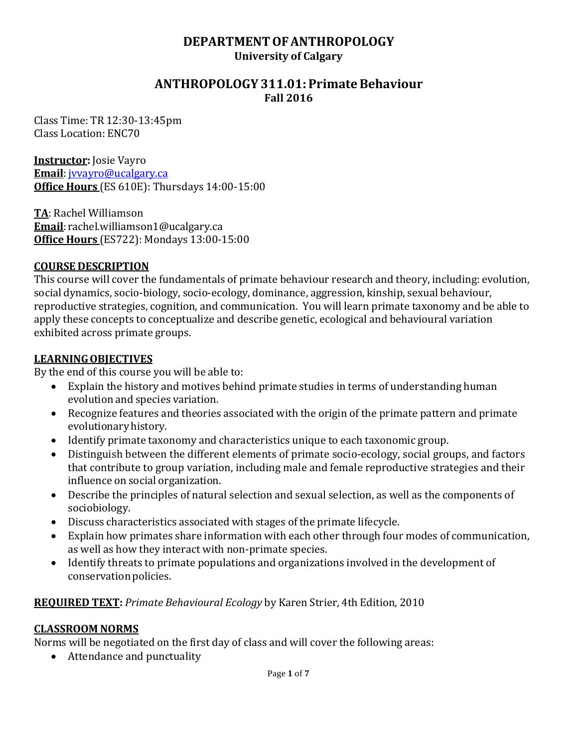# DEPARTMENT OF ANTHROPOLOGY
**University of Calgary**

## ANTHROPOLOGY 311.01: Primate Behaviour
**Fall 2016**

Class Time: TR 12:30-13:45pm
Class Location: ENC70

**Instructor:** Josie Vayro
**Email**: jvvayro@ucalgary.ca
**Office Hours** (ES 610E): Thursdays 14:00-15:00

**TA**: Rachel Williamson
**Email**: rachel.williamson1@ucalgary.ca
**Office Hours** (ES722): Mondays 13:00-15:00

### COURSE DESCRIPTION

This course will cover the fundamentals of primate behaviour research and theory, including: evolution, social dynamics, socio-biology, socio-ecology, dominance, aggression, kinship, sexual behaviour, reproductive strategies, cognition, and communication. You will learn primate taxonomy and be able to apply these concepts to conceptualize and describe genetic, ecological and behavioural variation exhibited across primate groups.

### LEARNING OBJECTIVES

By the end of this course you will be able to:

- Explain the history and motives behind primate studies in terms of understanding human evolution and species variation.
- Recognize features and theories associated with the origin of the primate pattern and primate evolutionary history.
- Identify primate taxonomy and characteristics unique to each taxonomic group.
- Distinguish between the different elements of primate socio-ecology, social groups, and factors that contribute to group variation, including male and female reproductive strategies and their influence on social organization.
- Describe the principles of natural selection and sexual selection, as well as the components of sociobiology.
- Discuss characteristics associated with stages of the primate lifecycle.
- Explain how primates share information with each other through four modes of communication, as well as how they interact with non-primate species.
- Identify threats to primate populations and organizations involved in the development of conservation policies.

**REQUIRED TEXT:** *Primate Behavioural Ecology* by Karen Strier, 4th Edition, 2010

### CLASSROOM NORMS

Norms will be negotiated on the first day of class and will cover the following areas:

- Attendance and punctuality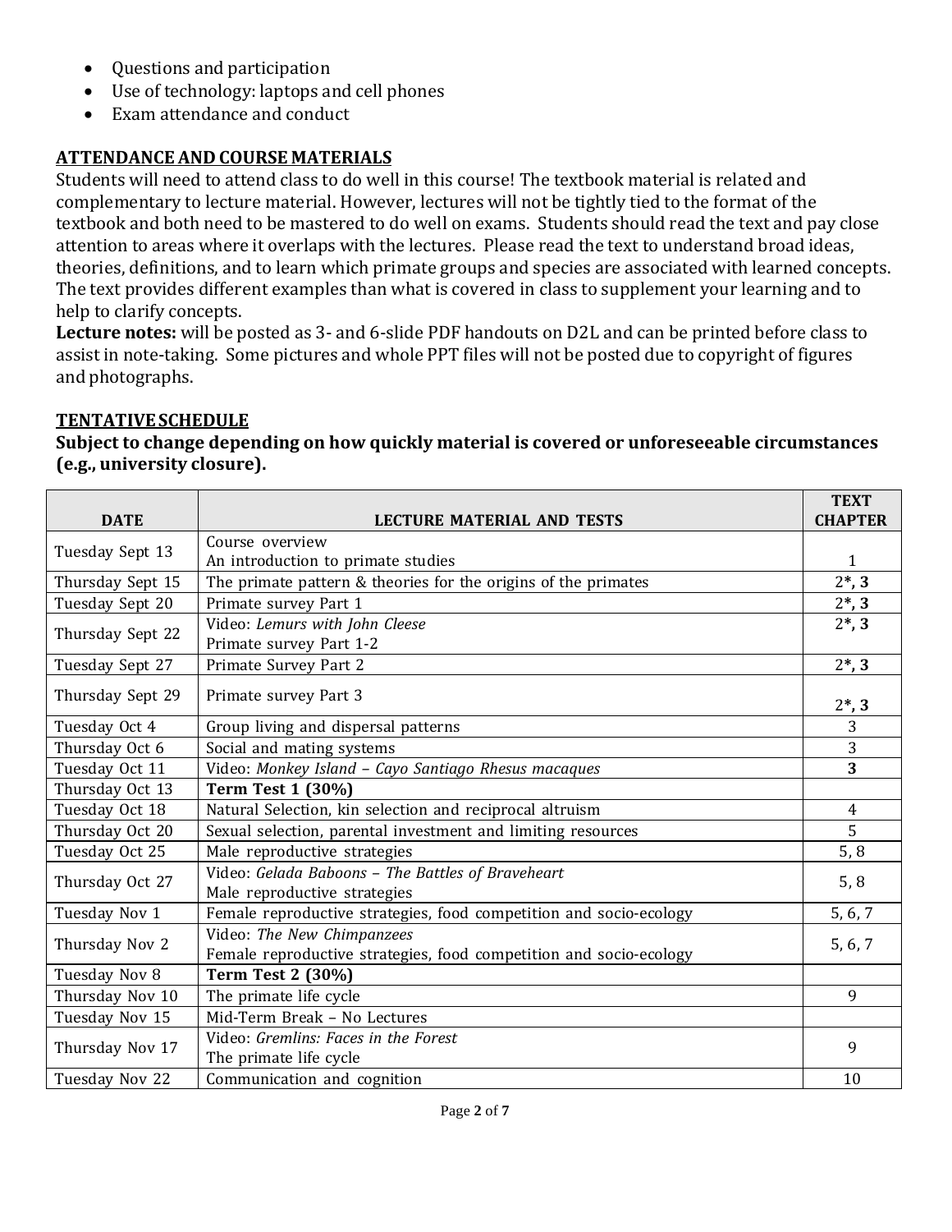- Questions and participation
- Use of technology: laptops and cell phones
- Exam attendance and conduct

## ATTENDANCE AND COURSE MATERIALS

Students will need to attend class to do well in this course! The textbook material is related and complementary to lecture material. However, lectures will not be tightly tied to the format of the textbook and both need to be mastered to do well on exams. Students should read the text and pay close attention to areas where it overlaps with the lectures. Please read the text to understand broad ideas, theories, definitions, and to learn which primate groups and species are associated with learned concepts. The text provides different examples than what is covered in class to supplement your learning and to help to clarify concepts.

**Lecture notes:** will be posted as 3- and 6-slide PDF handouts on D2L and can be printed before class to assist in note-taking. Some pictures and whole PPT files will not be posted due to copyright of figures and photographs.

## TENTATIVE SCHEDULE

**Subject to change depending on how quickly material is covered or unforeseeable circumstances (e.g., university closure).**

| DATE | LECTURE MATERIAL AND TESTS | TEXT CHAPTER |
|---|---|---|
| Tuesday Sept 13 | Course overview<br>An introduction to primate studies | 1 |
| Thursday Sept 15 | The primate pattern & theories for the origins of the primates | 2*, **3** |
| Tuesday Sept 20 | Primate survey Part 1 | 2*, **3** |
| Thursday Sept 22 | Video: *Lemurs with John Cleese*<br>Primate survey Part 1-2 | 2*, **3** |
| Tuesday Sept 27 | Primate Survey Part 2 | 2*, **3** |
| Thursday Sept 29 | Primate survey Part 3 | 2*, **3** |
| Tuesday Oct 4 | Group living and dispersal patterns | 3 |
| Thursday Oct 6 | Social and mating systems | 3 |
| Tuesday Oct 11 | Video: *Monkey Island – Cayo Santiago Rhesus macaques* | **3** |
| Thursday Oct 13 | **Term Test 1 (30%)** | |
| Tuesday Oct 18 | Natural Selection, kin selection and reciprocal altruism | 4 |
| Thursday Oct 20 | Sexual selection, parental investment and limiting resources | 5 |
| Tuesday Oct 25 | Male reproductive strategies | 5, 8 |
| Thursday Oct 27 | Video: *Gelada Baboons – The Battles of Braveheart*<br>Male reproductive strategies | 5, 8 |
| Tuesday Nov 1 | Female reproductive strategies, food competition and socio-ecology | 5, 6, 7 |
| Thursday Nov 2 | Video: *The New Chimpanzees*<br>Female reproductive strategies, food competition and socio-ecology | 5, 6, 7 |
| Tuesday Nov 8 | **Term Test 2 (30%)** | |
| Thursday Nov 10 | The primate life cycle | 9 |
| Tuesday Nov 15 | Mid-Term Break – No Lectures | |
| Thursday Nov 17 | Video: *Gremlins: Faces in the Forest*<br>The primate life cycle | 9 |
| Tuesday Nov 22 | Communication and cognition | 10 |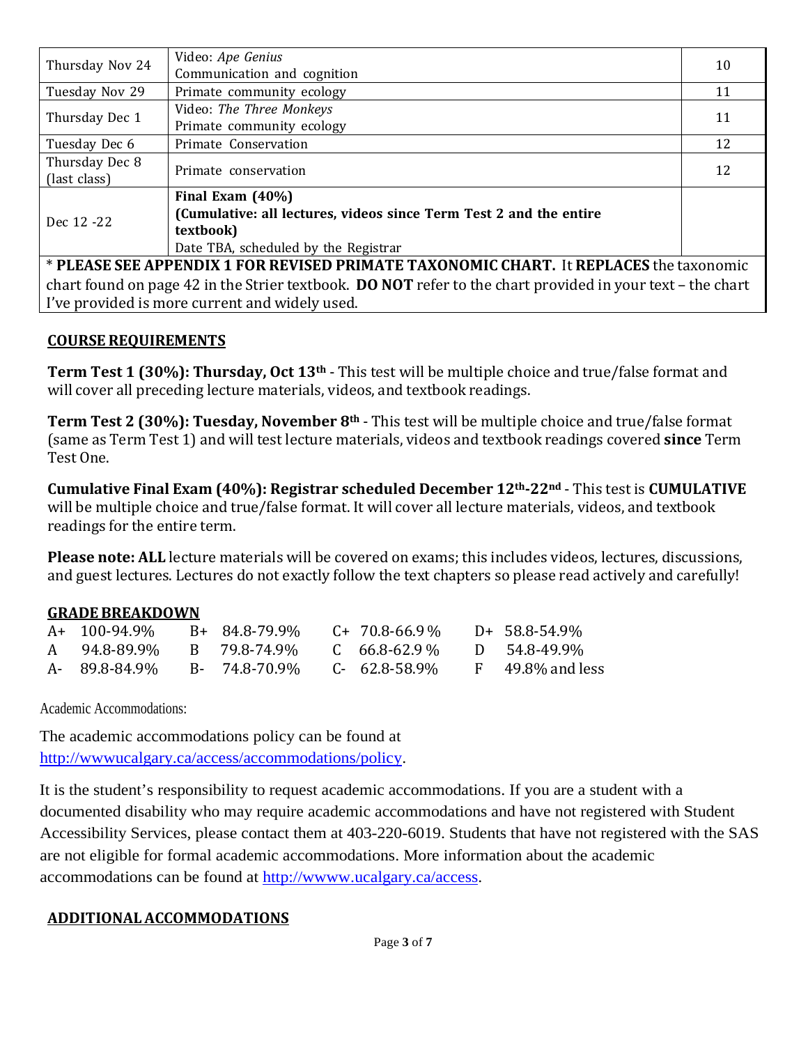| Thursday Nov 24 | Video: *Ape Genius*<br>Communication and cognition | 10 |
|---|---|---|
| Tuesday Nov 29 | Primate community ecology | 11 |
| Thursday Dec 1 | Video: *The Three Monkeys*<br>Primate community ecology | 11 |
| Tuesday Dec 6 | Primate Conservation | 12 |
| Thursday Dec 8 (last class) | Primate conservation | 12 |
| Dec 12 -22 | **Final Exam (40%)**<br>**(Cumulative: all lectures, videos since Term Test 2 and the entire textbook)**<br>Date TBA, scheduled by the Registrar | |

* **PLEASE SEE APPENDIX 1 FOR REVISED PRIMATE TAXONOMIC CHART.** It **REPLACES** the taxonomic chart found on page 42 in the Strier textbook. **DO NOT** refer to the chart provided in your text – the chart I've provided is more current and widely used.

## COURSE REQUIREMENTS

**Term Test 1 (30%): Thursday, Oct 13th** - This test will be multiple choice and true/false format and will cover all preceding lecture materials, videos, and textbook readings.

**Term Test 2 (30%): Tuesday, November 8th** - This test will be multiple choice and true/false format (same as Term Test 1) and will test lecture materials, videos and textbook readings covered **since** Term Test One.

**Cumulative Final Exam (40%): Registrar scheduled December 12th-22nd** - This test is **CUMULATIVE** will be multiple choice and true/false format. It will cover all lecture materials, videos, and textbook readings for the entire term.

**Please note: ALL** lecture materials will be covered on exams; this includes videos, lectures, discussions, and guest lectures. Lectures do not exactly follow the text chapters so please read actively and carefully!

## GRADE BREAKDOWN

| | | | |
|---|---|---|---|
| A+ 100-94.9% | B+ 84.8-79.9% | C+ 70.8-66.9 % | D+ 58.8-54.9% |
| A 94.8-89.9% | B 79.8-74.9% | C 66.8-62.9 % | D 54.8-49.9% |
| A- 89.8-84.9% | B- 74.8-70.9% | C- 62.8-58.9% | F 49.8% and less |

Academic Accommodations:

The academic accommodations policy can be found at http://wwwucalgary.ca/access/accommodations/policy.

It is the student's responsibility to request academic accommodations. If you are a student with a documented disability who may require academic accommodations and have not registered with Student Accessibility Services, please contact them at 403-220-6019. Students that have not registered with the SAS are not eligible for formal academic accommodations. More information about the academic accommodations can be found at http://wwww.ucalgary.ca/access.

## ADDITIONAL ACCOMMODATIONS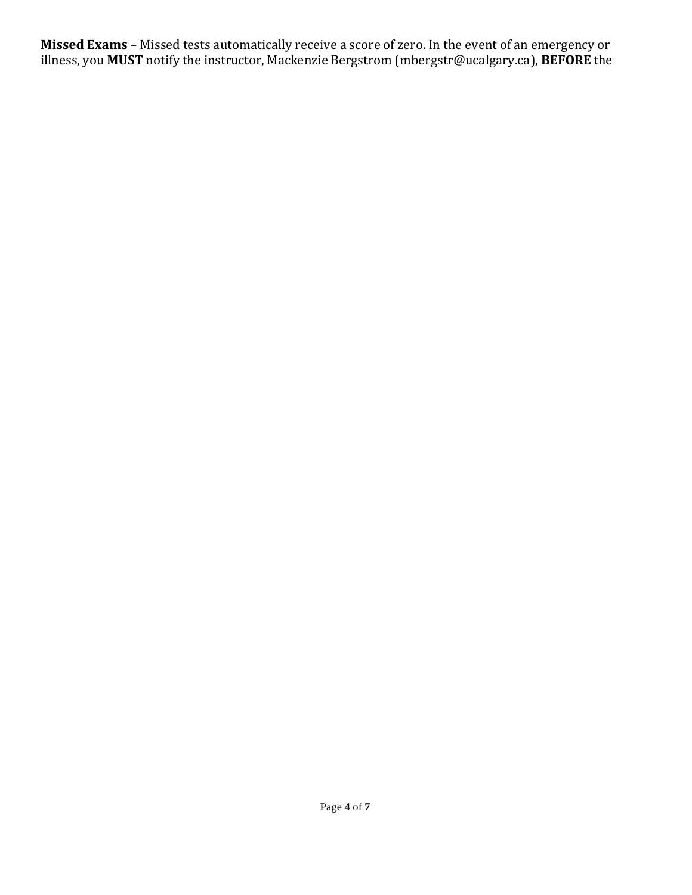**Missed Exams** – Missed tests automatically receive a score of zero. In the event of an emergency or illness, you **MUST** notify the instructor, Mackenzie Bergstrom (mbergstr@ucalgary.ca), **BEFORE** the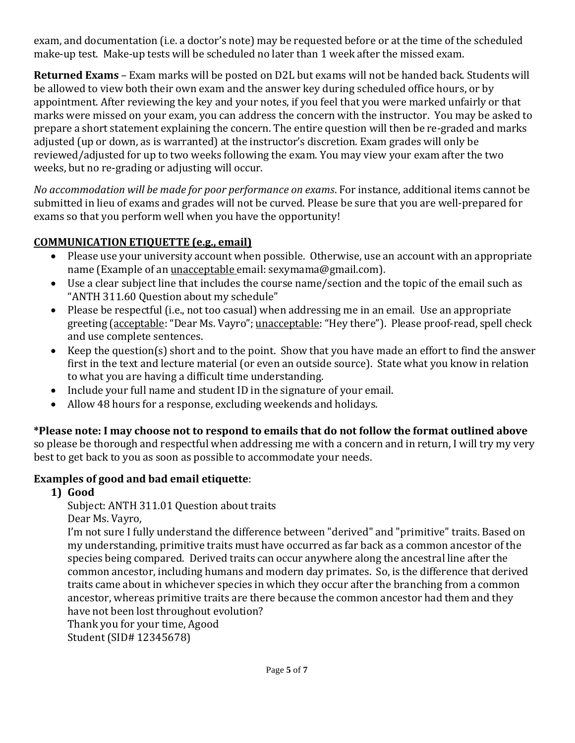exam, and documentation (i.e. a doctor's note) may be requested before or at the time of the scheduled make-up test. Make-up tests will be scheduled no later than 1 week after the missed exam.

**Returned Exams** – Exam marks will be posted on D2L but exams will not be handed back. Students will be allowed to view both their own exam and the answer key during scheduled office hours, or by appointment. After reviewing the key and your notes, if you feel that you were marked unfairly or that marks were missed on your exam, you can address the concern with the instructor. You may be asked to prepare a short statement explaining the concern. The entire question will then be re-graded and marks adjusted (up or down, as is warranted) at the instructor's discretion. Exam grades will only be reviewed/adjusted for up to two weeks following the exam. You may view your exam after the two weeks, but no re-grading or adjusting will occur.

*No accommodation will be made for poor performance on exams*. For instance, additional items cannot be submitted in lieu of exams and grades will not be curved. Please be sure that you are well-prepared for exams so that you perform well when you have the opportunity!

## COMMUNICATION ETIQUETTE (e.g., email)

- Please use your university account when possible. Otherwise, use an account with an appropriate name (Example of an unacceptable email: sexymama@gmail.com).
- Use a clear subject line that includes the course name/section and the topic of the email such as "ANTH 311.60 Question about my schedule"
- Please be respectful (i.e., not too casual) when addressing me in an email. Use an appropriate greeting (acceptable: "Dear Ms. Vayro"; unacceptable: "Hey there"). Please proof-read, spell check and use complete sentences.
- Keep the question(s) short and to the point. Show that you have made an effort to find the answer first in the text and lecture material (or even an outside source). State what you know in relation to what you are having a difficult time understanding.
- Include your full name and student ID in the signature of your email.
- Allow 48 hours for a response, excluding weekends and holidays.

**\*Please note: I may choose not to respond to emails that do not follow the format outlined above** so please be thorough and respectful when addressing me with a concern and in return, I will try my very best to get back to you as soon as possible to accommodate your needs.

**Examples of good and bad email etiquette**:

1) **Good**

   Subject: ANTH 311.01 Question about traits
   Dear Ms. Vayro,
   I'm not sure I fully understand the difference between "derived" and "primitive" traits. Based on my understanding, primitive traits must have occurred as far back as a common ancestor of the species being compared. Derived traits can occur anywhere along the ancestral line after the common ancestor, including humans and modern day primates. So, is the difference that derived traits came about in whichever species in which they occur after the branching from a common ancestor, whereas primitive traits are there because the common ancestor had them and they have not been lost throughout evolution?
   Thank you for your time, Agood
   Student (SID# 12345678)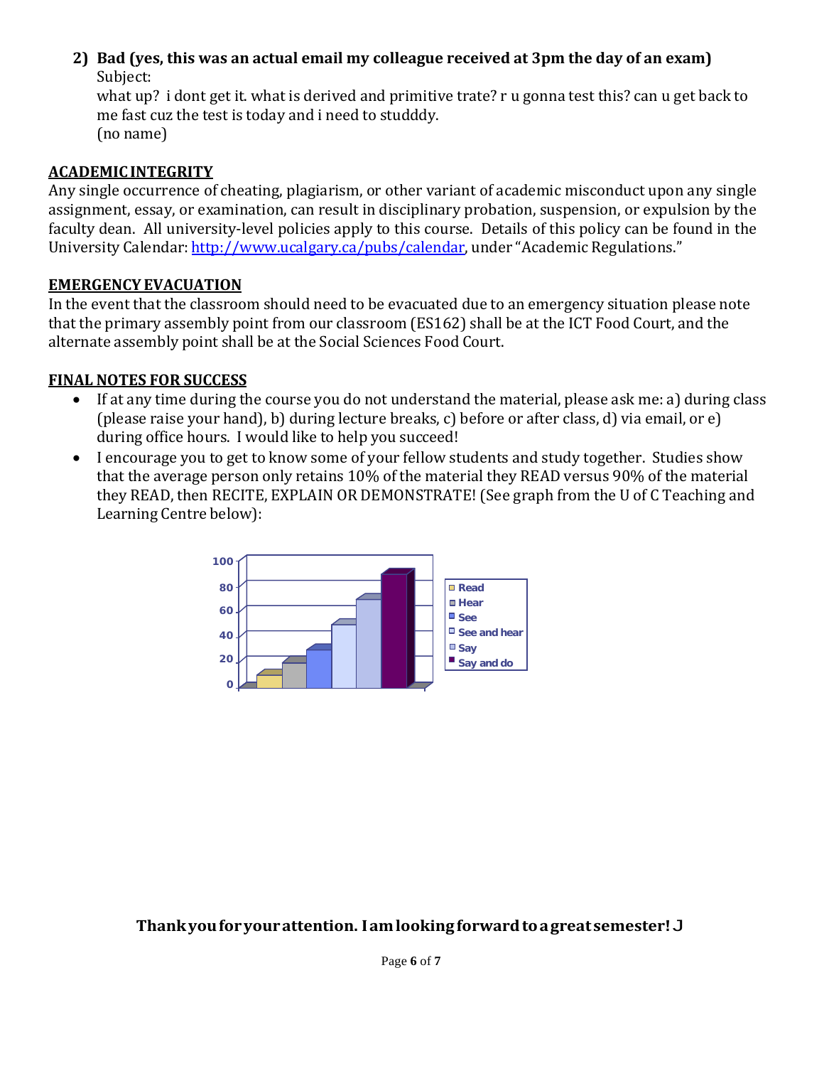**2) Bad (yes, this was an actual email my colleague received at 3pm the day of an exam)**

Subject:

what up? i dont get it. what is derived and primitive trate? r u gonna test this? can u get back to me fast cuz the test is today and i need to studddy.

(no name)

## ACADEMIC INTEGRITY

Any single occurrence of cheating, plagiarism, or other variant of academic misconduct upon any single assignment, essay, or examination, can result in disciplinary probation, suspension, or expulsion by the faculty dean. All university-level policies apply to this course. Details of this policy can be found in the University Calendar: http://www.ucalgary.ca/pubs/calendar, under "Academic Regulations."

## EMERGENCY EVACUATION

In the event that the classroom should need to be evacuated due to an emergency situation please note that the primary assembly point from our classroom (ES162) shall be at the ICT Food Court, and the alternate assembly point shall be at the Social Sciences Food Court.

## FINAL NOTES FOR SUCCESS

- If at any time during the course you do not understand the material, please ask me: a) during class (please raise your hand), b) during lecture breaks, c) before or after class, d) via email, or e) during office hours. I would like to help you succeed!
- I encourage you to get to know some of your fellow students and study together. Studies show that the average person only retains 10% of the material they READ versus 90% of the material they READ, then RECITE, EXPLAIN OR DEMONSTRATE! (See graph from the U of C Teaching and Learning Centre below):

100
80
60
40
20
0

Read
Hear
See
See and hear
Say
Say and do

**Thank you for your attention. I am looking forward to a great semester! J**